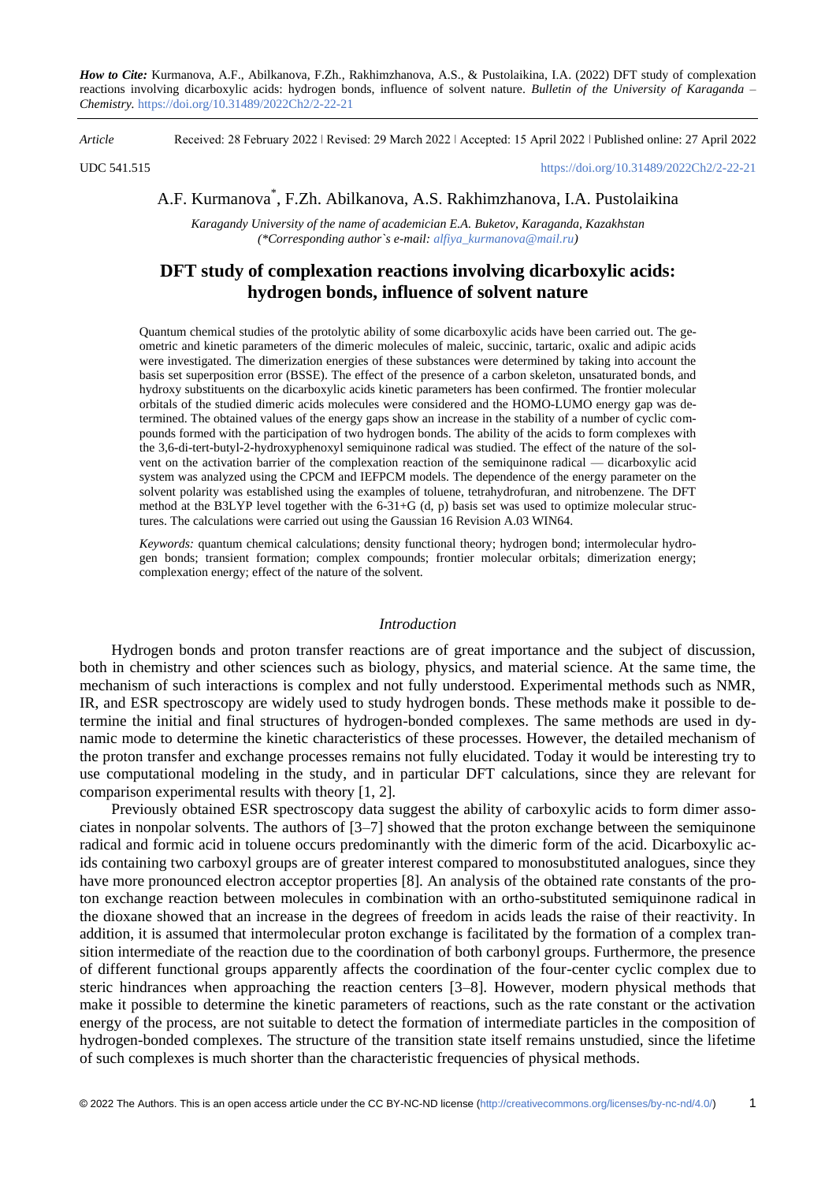***How to Cite:*** Kurmanova, A.F., Abilkanova, F.Zh., Rakhimzhanova, A.S., & Pustolaikina, I.A. (2022) DFT study of complexation reactions involving dicarboxylic acids: hydrogen bonds, influence of solvent nature. *Bulletin of the University of Karaganda – Chemistry.* https://doi.org/10.31489/2022Ch2/2-22-21

*Article* Received: 28 February 2022 ǀ Revised: 29 March 2022 ǀ Accepted: 15 April 2022 ǀ Published online: 27 April 2022

UDC 541.515 https://doi.org/10.31489/2022Ch2/2-22-21

A.F. Kurmanova*, F.Zh. Abilkanova, A.S. Rakhimzhanova, I.A. Pustolaikina

*Karagandy University of the name of academician E.A. Buketov, Karaganda, Kazakhstan*
*(\*Corresponding author`s e-mail: alfiya_kurmanova@mail.ru)*

# DFT study of complexation reactions involving dicarboxylic acids: hydrogen bonds, influence of solvent nature

Quantum chemical studies of the protolytic ability of some dicarboxylic acids have been carried out. The geometric and kinetic parameters of the dimeric molecules of maleic, succinic, tartaric, oxalic and adipic acids were investigated. The dimerization energies of these substances were determined by taking into account the basis set superposition error (BSSE). The effect of the presence of a carbon skeleton, unsaturated bonds, and hydroxy substituents on the dicarboxylic acids kinetic parameters has been confirmed. The frontier molecular orbitals of the studied dimeric acids molecules were considered and the HOMO-LUMO energy gap was determined. The obtained values of the energy gaps show an increase in the stability of a number of cyclic compounds formed with the participation of two hydrogen bonds. The ability of the acids to form complexes with the 3,6-di-tert-butyl-2-hydroxyphenoxyl semiquinone radical was studied. The effect of the nature of the solvent on the activation barrier of the complexation reaction of the semiquinone radical — dicarboxylic acid system was analyzed using the CPCM and IEFPCM models. The dependence of the energy parameter on the solvent polarity was established using the examples of toluene, tetrahydrofuran, and nitrobenzene. The DFT method at the B3LYP level together with the 6-31+G (d, p) basis set was used to optimize molecular structures. The calculations were carried out using the Gaussian 16 Revision A.03 WIN64.

*Keywords:* quantum chemical calculations; density functional theory; hydrogen bond; intermolecular hydrogen bonds; transient formation; complex compounds; frontier molecular orbitals; dimerization energy; complexation energy; effect of the nature of the solvent.

## *Introduction*

Hydrogen bonds and proton transfer reactions are of great importance and the subject of discussion, both in chemistry and other sciences such as biology, physics, and material science. At the same time, the mechanism of such interactions is complex and not fully understood. Experimental methods such as NMR, IR, and ESR spectroscopy are widely used to study hydrogen bonds. These methods make it possible to determine the initial and final structures of hydrogen-bonded complexes. The same methods are used in dynamic mode to determine the kinetic characteristics of these processes. However, the detailed mechanism of the proton transfer and exchange processes remains not fully elucidated. Today it would be interesting try to use computational modeling in the study, and in particular DFT calculations, since they are relevant for comparison experimental results with theory [1, 2].

Previously obtained ESR spectroscopy data suggest the ability of carboxylic acids to form dimer associates in nonpolar solvents. The authors of [3–7] showed that the proton exchange between the semiquinone radical and formic acid in toluene occurs predominantly with the dimeric form of the acid. Dicarboxylic acids containing two carboxyl groups are of greater interest compared to monosubstituted analogues, since they have more pronounced electron acceptor properties [8]. An analysis of the obtained rate constants of the proton exchange reaction between molecules in combination with an ortho-substituted semiquinone radical in the dioxane showed that an increase in the degrees of freedom in acids leads the raise of their reactivity. In addition, it is assumed that intermolecular proton exchange is facilitated by the formation of a complex transition intermediate of the reaction due to the coordination of both carbonyl groups. Furthermore, the presence of different functional groups apparently affects the coordination of the four-center cyclic complex due to steric hindrances when approaching the reaction centers [3–8]. However, modern physical methods that make it possible to determine the kinetic parameters of reactions, such as the rate constant or the activation energy of the process, are not suitable to detect the formation of intermediate particles in the composition of hydrogen-bonded complexes. The structure of the transition state itself remains unstudied, since the lifetime of such complexes is much shorter than the characteristic frequencies of physical methods.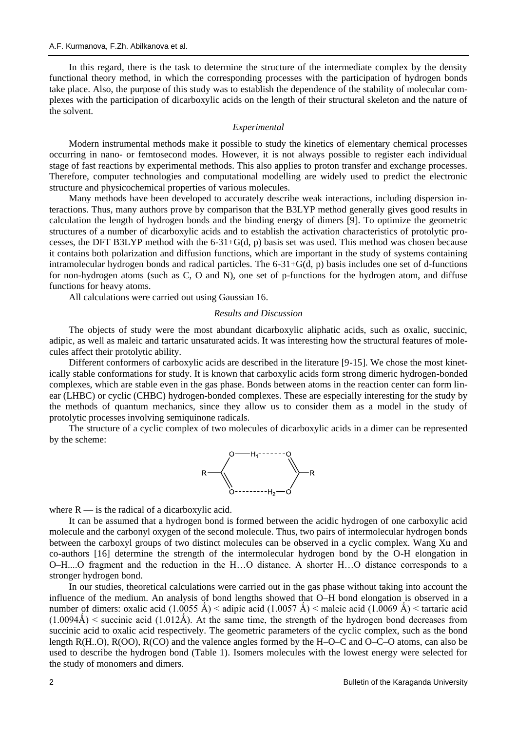In this regard, there is the task to determine the structure of the intermediate complex by the density functional theory method, in which the corresponding processes with the participation of hydrogen bonds take place. Also, the purpose of this study was to establish the dependence of the stability of molecular complexes with the participation of dicarboxylic acids on the length of their structural skeleton and the nature of the solvent.

### *Experimental*

Modern instrumental methods make it possible to study the kinetics of elementary chemical processes occurring in nano- or femtosecond modes. However, it is not always possible to register each individual stage of fast reactions by experimental methods. This also applies to proton transfer and exchange processes. Therefore, computer technologies and computational modelling are widely used to predict the electronic structure and physicochemical properties of various molecules.

Many methods have been developed to accurately describe weak interactions, including dispersion interactions. Thus, many authors prove by comparison that the B3LYP method generally gives good results in calculation the length of hydrogen bonds and the binding energy of dimers [9]. To optimize the geometric structures of a number of dicarboxylic acids and to establish the activation characteristics of protolytic processes, the DFT B3LYP method with the 6-31+G(d, p) basis set was used. This method was chosen because it contains both polarization and diffusion functions, which are important in the study of systems containing intramolecular hydrogen bonds and radical particles. The 6-31+G(d, p) basis includes one set of d-functions for non-hydrogen atoms (such as C, O and N), one set of p-functions for the hydrogen atom, and diffuse functions for heavy atoms.

All calculations were carried out using Gaussian 16.

### *Results and Discussion*

The objects of study were the most abundant dicarboxylic aliphatic acids, such as oxalic, succinic, adipic, as well as maleic and tartaric unsaturated acids. It was interesting how the structural features of molecules affect their protolytic ability.

Different conformers of carboxylic acids are described in the literature [9-15]. We chose the most kinetically stable conformations for study. It is known that carboxylic acids form strong dimeric hydrogen-bonded complexes, which are stable even in the gas phase. Bonds between atoms in the reaction center can form linear (LHBC) or cyclic (CHBC) hydrogen-bonded complexes. These are especially interesting for the study by the methods of quantum mechanics, since they allow us to consider them as a model in the study of protolytic processes involving semiquinone radicals.

The structure of a cyclic complex of two molecules of dicarboxylic acids in a dimer can be represented by the scheme:

```
        O——H1-------O
       /              \\
R—— C                  C——R
      \\               /
        O--------H2——O
```

where R — is the radical of a dicarboxylic acid.

It can be assumed that a hydrogen bond is formed between the acidic hydrogen of one carboxylic acid molecule and the carbonyl oxygen of the second molecule. Thus, two pairs of intermolecular hydrogen bonds between the carboxyl groups of two distinct molecules can be observed in a cyclic complex. Wang Xu and co-authors [16] determine the strength of the intermolecular hydrogen bond by the O-H elongation in O–H....O fragment and the reduction in the H…O distance. A shorter H…O distance corresponds to a stronger hydrogen bond.

In our studies, theoretical calculations were carried out in the gas phase without taking into account the influence of the medium. An analysis of bond lengths showed that O–H bond elongation is observed in a number of dimers: oxalic acid (1.0055 Å) < adipic acid (1.0057 Å) < maleic acid (1.0069 Å) < tartaric acid (1.0094Å) < succinic acid (1.012Å). At the same time, the strength of the hydrogen bond decreases from succinic acid to oxalic acid respectively. The geometric parameters of the cyclic complex, such as the bond length R(H..O), R(OO), R(CO) and the valence angles formed by the H–O–C and O–C–O atoms, can also be used to describe the hydrogen bond (Table 1). Isomers molecules with the lowest energy were selected for the study of monomers and dimers.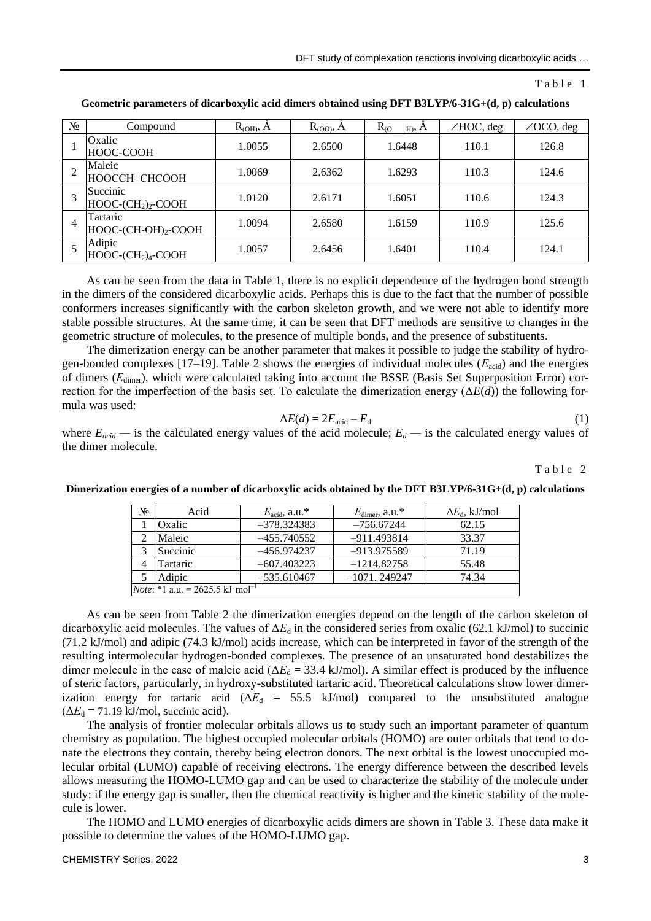Table 1

**Geometric parameters of dicarboxylic acid dimers obtained using DFT B3LYP/6-31G+(d, p) calculations**

| № | Compound | $R_{(OH)}$, Å | $R_{(OO)}$, Å | $R_{(O\_\_\_H)}$, Å | ∠HOC, deg | ∠OCO, deg |
|---|---|---|---|---|---|---|
| 1 | Oxalic HOOC-COOH | 1.0055 | 2.6500 | 1.6448 | 110.1 | 126.8 |
| 2 | Maleic HOOCCH=CHCOOH | 1.0069 | 2.6362 | 1.6293 | 110.3 | 124.6 |
| 3 | Succinic HOOC-$(CH_2)_2$-COOH | 1.0120 | 2.6171 | 1.6051 | 110.6 | 124.3 |
| 4 | Tartaric HOOC-$(CH\text{-}OH)_2$-COOH | 1.0094 | 2.6580 | 1.6159 | 110.9 | 125.6 |
| 5 | Adipic HOOC-$(CH_2)_4$-COOH | 1.0057 | 2.6456 | 1.6401 | 110.4 | 124.1 |

As can be seen from the data in Table 1, there is no explicit dependence of the hydrogen bond strength in the dimers of the considered dicarboxylic acids. Perhaps this is due to the fact that the number of possible conformers increases significantly with the carbon skeleton growth, and we were not able to identify more stable possible structures. At the same time, it can be seen that DFT methods are sensitive to changes in the geometric structure of molecules, to the presence of multiple bonds, and the presence of substituents.

The dimerization energy can be another parameter that makes it possible to judge the stability of hydrogen-bonded complexes [17–19]. Table 2 shows the energies of individual molecules ($E_{\text{acid}}$) and the energies of dimers ($E_{\text{dimer}}$), which were calculated taking into account the BSSE (Basis Set Superposition Error) correction for the imperfection of the basis set. To calculate the dimerization energy ($\Delta E(d)$) the following formula was used:

$$\Delta E(d) = 2E_{\text{acid}} - E_{\text{d}} \tag{1}$$

where $E_{acid}$ — is the calculated energy values of the acid molecule; $E_d$ — is the calculated energy values of the dimer molecule.

Table 2

**Dimerization energies of a number of dicarboxylic acids obtained by the DFT B3LYP/6-31G+(d, p) calculations**

| № | Acid | $E_{\text{acid}}$, a.u.* | $E_{\text{dimer}}$, a.u.* | $\Delta E_{\text{d}}$, kJ/mol |
|---|---|---|---|---|
| 1 | Oxalic | –378.324383 | –756.67244 | 62.15 |
| 2 | Maleic | –455.740552 | –911.493814 | 33.37 |
| 3 | Succinic | –456.974237 | –913.975589 | 71.19 |
| 4 | Tartaric | –607.403223 | –1214.82758 | 55.48 |
| 5 | Adipic | –535.610467 | –1071. 249247 | 74.34 |

*Note*: *1 a.u. = 2625.5 kJ·mol$^{-1}$

As can be seen from Table 2 the dimerization energies depend on the length of the carbon skeleton of dicarboxylic acid molecules. The values of $\Delta E_{\text{d}}$ in the considered series from oxalic (62.1 kJ/mol) to succinic (71.2 kJ/mol) and adipic (74.3 kJ/mol) acids increase, which can be interpreted in favor of the strength of the resulting intermolecular hydrogen-bonded complexes. The presence of an unsaturated bond destabilizes the dimer molecule in the case of maleic acid ($\Delta E_{\text{d}}$ = 33.4 kJ/mol). A similar effect is produced by the influence of steric factors, particularly, in hydroxy-substituted tartaric acid. Theoretical calculations show lower dimerization energy for tartaric acid ($\Delta E_{\text{d}}$ = 55.5 kJ/mol) compared to the unsubstituted analogue ($\Delta E_{\text{d}}$ = 71.19 kJ/mol, succinic acid).

The analysis of frontier molecular orbitals allows us to study such an important parameter of quantum chemistry as population. The highest occupied molecular orbitals (HOMO) are outer orbitals that tend to donate the electrons they contain, thereby being electron donors. The next orbital is the lowest unoccupied molecular orbital (LUMO) capable of receiving electrons. The energy difference between the described levels allows measuring the HOMO-LUMO gap and can be used to characterize the stability of the molecule under study: if the energy gap is smaller, then the chemical reactivity is higher and the kinetic stability of the molecule is lower.

The HOMO and LUMO energies of dicarboxylic acids dimers are shown in Table 3. These data make it possible to determine the values of the HOMO-LUMO gap.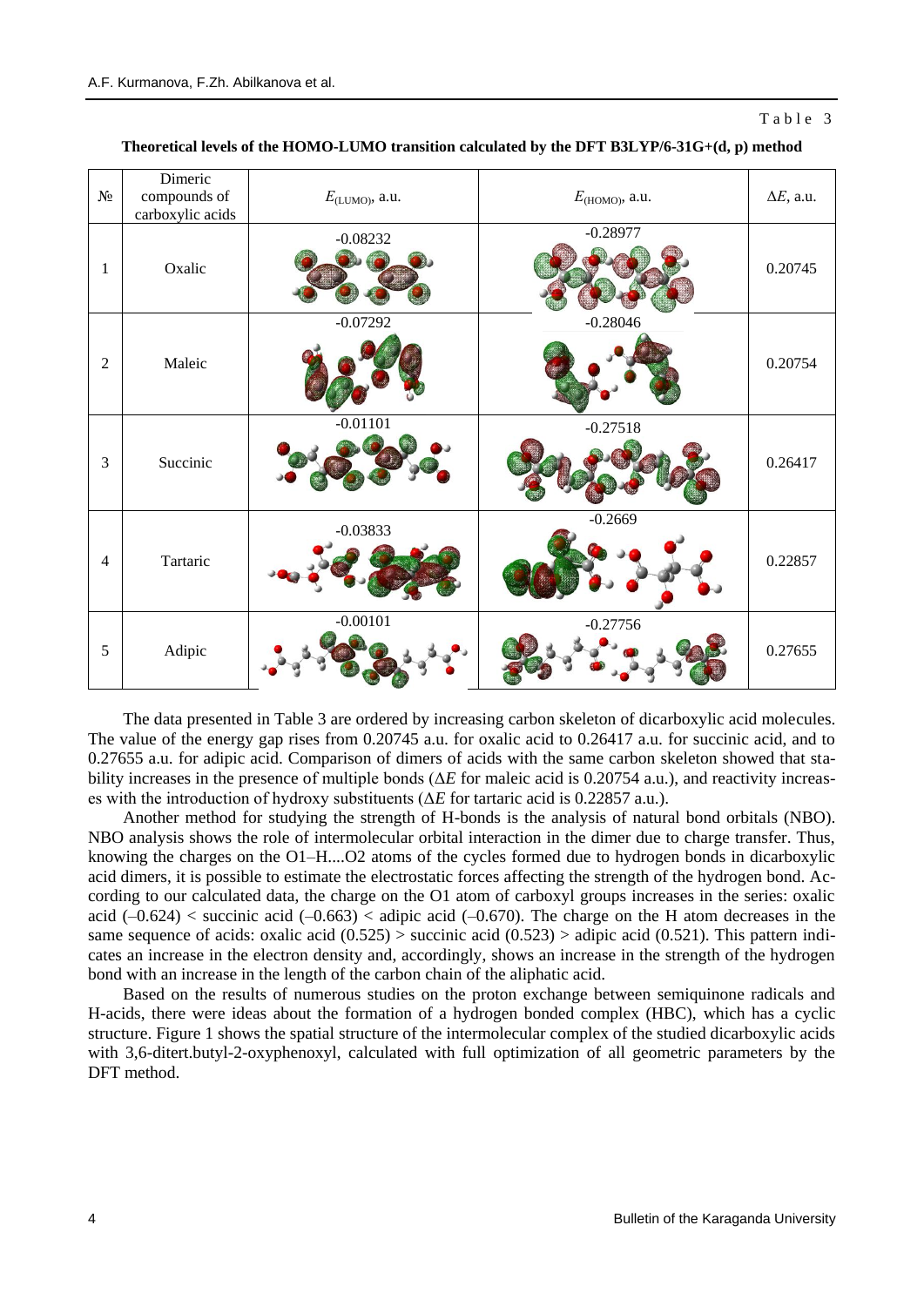Table 3

**Theoretical levels of the HOMO-LUMO transition calculated by the DFT B3LYP/6-31G+(d, p) method**

| № | Dimeric compounds of carboxylic acids | $E_{(LUMO)}$, a.u. | $E_{(HOMO)}$, a.u. | $\Delta E$, a.u. |
|---|---|---|---|---|
| 1 | Oxalic | -0.08232 | -0.28977 | 0.20745 |
| 2 | Maleic | -0.07292 | -0.28046 | 0.20754 |
| 3 | Succinic | -0.01101 | -0.27518 | 0.26417 |
| 4 | Tartaric | -0.03833 | -0.2669 | 0.22857 |
| 5 | Adipic | -0.00101 | -0.27756 | 0.27655 |

The data presented in Table 3 are ordered by increasing carbon skeleton of dicarboxylic acid molecules. The value of the energy gap rises from 0.20745 a.u. for oxalic acid to 0.26417 a.u. for succinic acid, and to 0.27655 a.u. for adipic acid. Comparison of dimers of acids with the same carbon skeleton showed that stability increases in the presence of multiple bonds ($\Delta E$ for maleic acid is 0.20754 a.u.), and reactivity increases with the introduction of hydroxy substituents ($\Delta E$ for tartaric acid is 0.22857 a.u.).

Another method for studying the strength of H-bonds is the analysis of natural bond orbitals (NBO). NBO analysis shows the role of intermolecular orbital interaction in the dimer due to charge transfer. Thus, knowing the charges on the O1–H....O2 atoms of the cycles formed due to hydrogen bonds in dicarboxylic acid dimers, it is possible to estimate the electrostatic forces affecting the strength of the hydrogen bond. According to our calculated data, the charge on the O1 atom of carboxyl groups increases in the series: oxalic acid (–0.624) < succinic acid (–0.663) < adipic acid (–0.670). The charge on the H atom decreases in the same sequence of acids: oxalic acid (0.525) > succinic acid (0.523) > adipic acid (0.521). This pattern indicates an increase in the electron density and, accordingly, shows an increase in the strength of the hydrogen bond with an increase in the length of the carbon chain of the aliphatic acid.

Based on the results of numerous studies on the proton exchange between semiquinone radicals and H-acids, there were ideas about the formation of a hydrogen bonded complex (HBC), which has a cyclic structure. Figure 1 shows the spatial structure of the intermolecular complex of the studied dicarboxylic acids with 3,6-ditert.butyl-2-oxyphenoxyl, calculated with full optimization of all geometric parameters by the DFT method.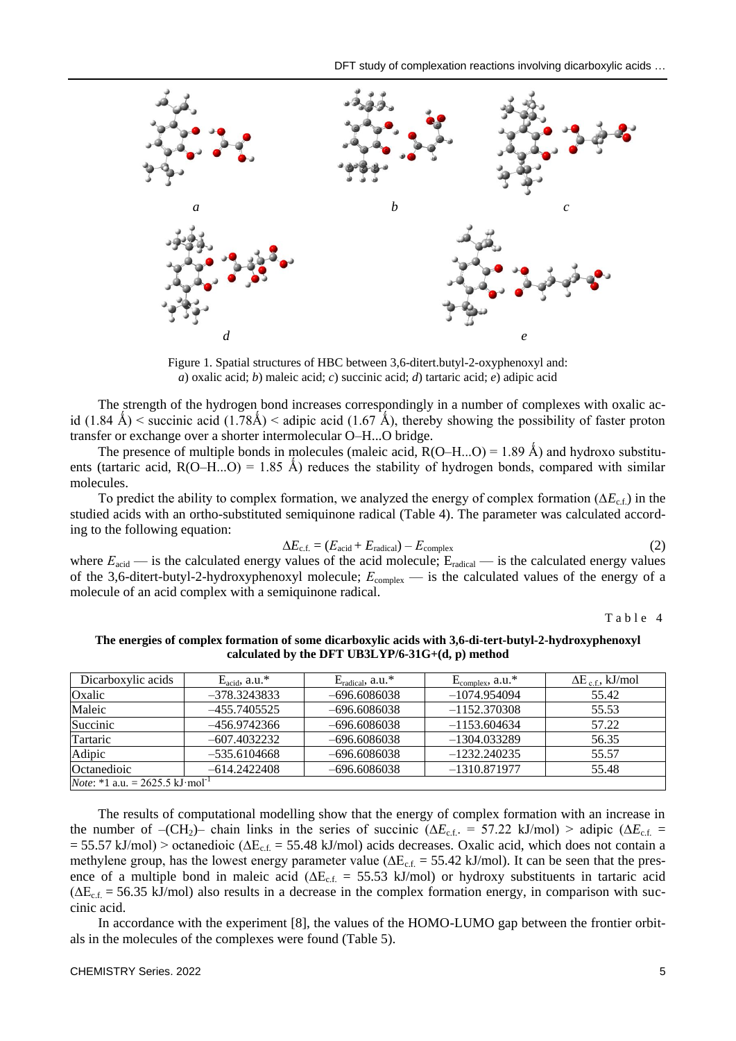Figure 1. Spatial structures of HBC between 3,6-ditert.butyl-2-oxyphenoxyl and: *a*) oxalic acid; *b*) maleic acid; *c*) succinic acid; *d*) tartaric acid; *e*) adipic acid

The strength of the hydrogen bond increases correspondingly in a number of complexes with oxalic acid (1.84 Å) < succinic acid (1.78Å) < adipic acid (1.67 Å), thereby showing the possibility of faster proton transfer or exchange over a shorter intermolecular O–H...O bridge.

The presence of multiple bonds in molecules (maleic acid, R(O–H...O) = 1.89 Å) and hydroxo substituents (tartaric acid, R(O–H...O) = 1.85 Å) reduces the stability of hydrogen bonds, compared with similar molecules.

To predict the ability to complex formation, we analyzed the energy of complex formation ($\Delta E_{c.f.}$) in the studied acids with an ortho-substituted semiquinone radical (Table 4). The parameter was calculated according to the following equation:

$$\Delta E_{c.f.} = (E_{acid} + E_{radical}) - E_{complex} \tag{2}$$

where $E_{acid}$ — is the calculated energy values of the acid molecule; $E_{radical}$ — is the calculated energy values of the 3,6-ditert-butyl-2-hydroxyphenoxyl molecule; $E_{complex}$ — is the calculated values of the energy of a molecule of an acid complex with a semiquinone radical.

Table 4

**The energies of complex formation of some dicarboxylic acids with 3,6-di-tert-butyl-2-hydroxyphenoxyl calculated by the DFT UB3LYP/6-31G+(d, p) method**

| Dicarboxylic acids | $E_{acid}$, a.u.* | $E_{radical}$, a.u.* | $E_{complex}$, a.u.* | $\Delta E_{c.f.}$, kJ/mol |
|---|---|---|---|---|
| Oxalic | –378.3243833 | –696.6086038 | –1074.954094 | 55.42 |
| Maleic | –455.7405525 | –696.6086038 | –1152.370308 | 55.53 |
| Succinic | –456.9742366 | –696.6086038 | –1153.604634 | 57.22 |
| Tartaric | –607.4032232 | –696.6086038 | –1304.033289 | 56.35 |
| Adipic | –535.6104668 | –696.6086038 | –1232.240235 | 55.57 |
| Octanedioic | –614.2422408 | –696.6086038 | –1310.871977 | 55.48 |
| *Note*: *1 a.u. = 2625.5 kJ·mol$^{-1}$ | | | | |

The results of computational modelling show that the energy of complex formation with an increase in the number of –($CH_2$)– chain links in the series of succinic ($\Delta E_{c.f.}$ = 57.22 kJ/mol) > adipic ($\Delta E_{c.f.}$ = = 55.57 kJ/mol) > octanedioic ($\Delta E_{c.f.}$ = 55.48 kJ/mol) acids decreases. Oxalic acid, which does not contain a methylene group, has the lowest energy parameter value ($\Delta E_{c.f.}$ = 55.42 kJ/mol). It can be seen that the presence of a multiple bond in maleic acid ($\Delta E_{c.f.}$ = 55.53 kJ/mol) or hydroxy substituents in tartaric acid ($\Delta E_{c.f.}$ = 56.35 kJ/mol) also results in a decrease in the complex formation energy, in comparison with succinic acid.

In accordance with the experiment [8], the values of the HOMO-LUMO gap between the frontier orbitals in the molecules of the complexes were found (Table 5).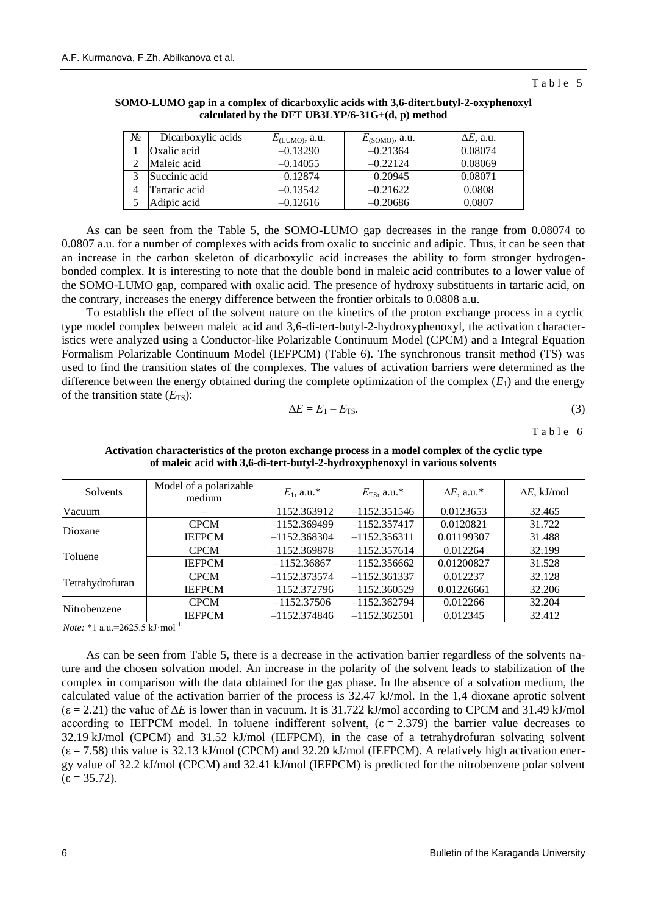Table 5

**SOMO-LUMO gap in a complex of dicarboxylic acids with 3,6-ditert.butyl-2-oxyphenoxyl calculated by the DFT UB3LYP/6-31G+(d, p) method**

| № | Dicarboxylic acids | $E_{(LUMO)}$, a.u. | $E_{(SOMO)}$, a.u. | $\Delta E$, a.u. |
|---|---|---|---|---|
| 1 | Oxalic acid | –0.13290 | –0.21364 | 0.08074 |
| 2 | Maleic acid | –0.14055 | –0.22124 | 0.08069 |
| 3 | Succinic acid | –0.12874 | –0.20945 | 0.08071 |
| 4 | Tartaric acid | –0.13542 | –0.21622 | 0.0808 |
| 5 | Adipic acid | –0.12616 | –0.20686 | 0.0807 |

As can be seen from the Table 5, the SOMO-LUMO gap decreases in the range from 0.08074 to 0.0807 a.u. for a number of complexes with acids from oxalic to succinic and adipic. Thus, it can be seen that an increase in the carbon skeleton of dicarboxylic acid increases the ability to form stronger hydrogen-bonded complex. It is interesting to note that the double bond in maleic acid contributes to a lower value of the SOMO-LUMO gap, compared with oxalic acid. The presence of hydroxy substituents in tartaric acid, on the contrary, increases the energy difference between the frontier orbitals to 0.0808 a.u.

To establish the effect of the solvent nature on the kinetics of the proton exchange process in a cyclic type model complex between maleic acid and 3,6-di-tert-butyl-2-hydroxyphenoxyl, the activation characteristics were analyzed using a Conductor-like Polarizable Continuum Model (CPCM) and a Integral Equation Formalism Polarizable Continuum Model (IEFPCM) (Table 6). The synchronous transit method (TS) was used to find the transition states of the complexes. The values of activation barriers were determined as the difference between the energy obtained during the complete optimization of the complex ($E_1$) and the energy of the transition state ($E_{TS}$):

$$\Delta E = E_1 - E_{TS}. \tag{3}$$

Table 6

**Activation characteristics of the proton exchange process in a model complex of the cyclic type of maleic acid with 3,6-di-tert-butyl-2-hydroxyphenoxyl in various solvents**

| Solvents | Model of a polarizable medium | $E_1$, a.u.* | $E_{TS}$, a.u.* | $\Delta E$, a.u.* | $\Delta E$, kJ/mol |
|---|---|---|---|---|---|
| Vacuum | – | –1152.363912 | –1152.351546 | 0.0123653 | 32.465 |
| Dioxane | CPCM | –1152.369499 | –1152.357417 | 0.0120821 | 31.722 |
| | IEFPCM | –1152.368304 | –1152.356311 | 0.01199307 | 31.488 |
| Toluene | CPCM | –1152.369878 | –1152.357614 | 0.012264 | 32.199 |
| | IEFPCM | –1152.36867 | –1152.356662 | 0.01200827 | 31.528 |
| Tetrahydrofuran | CPCM | –1152.373574 | –1152.361337 | 0.012237 | 32.128 |
| | IEFPCM | –1152.372796 | –1152.360529 | 0.01226661 | 32.206 |
| Nitrobenzene | CPCM | –1152.37506 | –1152.362794 | 0.012266 | 32.204 |
| | IEFPCM | –1152.374846 | –1152.362501 | 0.012345 | 32.412 |

*Note:* *1 a.u.=2625.5 kJ·mol$^{-1}$

As can be seen from Table 5, there is a decrease in the activation barrier regardless of the solvents nature and the chosen solvation model. An increase in the polarity of the solvent leads to stabilization of the complex in comparison with the data obtained for the gas phase. In the absence of a solvation medium, the calculated value of the activation barrier of the process is 32.47 kJ/mol. In the 1,4 dioxane aprotic solvent ($\varepsilon = 2.21$) the value of $\Delta E$ is lower than in vacuum. It is 31.722 kJ/mol according to CPCM and 31.49 kJ/mol according to IEFPCM model. In toluene indifferent solvent, ($\varepsilon = 2.379$) the barrier value decreases to 32.19 kJ/mol (CPCM) and 31.52 kJ/mol (IEFPCM), in the case of a tetrahydrofuran solvating solvent ($\varepsilon = 7.58$) this value is 32.13 kJ/mol (CPCM) and 32.20 kJ/mol (IEFPCM). A relatively high activation energy value of 32.2 kJ/mol (CPCM) and 32.41 kJ/mol (IEFPCM) is predicted for the nitrobenzene polar solvent ($\varepsilon = 35.72$).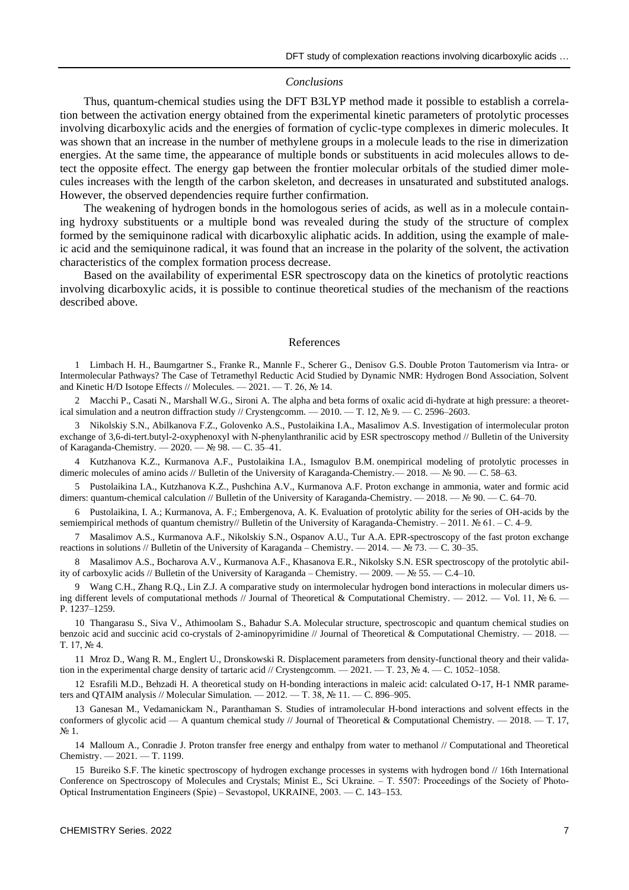*Conclusions*

Thus, quantum-chemical studies using the DFT B3LYP method made it possible to establish a correlation between the activation energy obtained from the experimental kinetic parameters of protolytic processes involving dicarboxylic acids and the energies of formation of cyclic-type complexes in dimeric molecules. It was shown that an increase in the number of methylene groups in a molecule leads to the rise in dimerization energies. At the same time, the appearance of multiple bonds or substituents in acid molecules allows to detect the opposite effect. The energy gap between the frontier molecular orbitals of the studied dimer molecules increases with the length of the carbon skeleton, and decreases in unsaturated and substituted analogs. However, the observed dependencies require further confirmation.

The weakening of hydrogen bonds in the homologous series of acids, as well as in a molecule containing hydroxy substituents or a multiple bond was revealed during the study of the structure of complex formed by the semiquinone radical with dicarboxylic aliphatic acids. In addition, using the example of maleic acid and the semiquinone radical, it was found that an increase in the polarity of the solvent, the activation characteristics of the complex formation process decrease.

Based on the availability of experimental ESR spectroscopy data on the kinetics of protolytic reactions involving dicarboxylic acids, it is possible to continue theoretical studies of the mechanism of the reactions described above.

## References

1 Limbach H. H., Baumgartner S., Franke R., Mannle F., Scherer G., Denisov G.S. Double Proton Tautomerism via Intra- or Intermolecular Pathways? The Case of Tetramethyl Reductic Acid Studied by Dynamic NMR: Hydrogen Bond Association, Solvent and Kinetic H/D Isotope Effects // Molecules. — 2021. — T. 26, № 14.

2 Macchi P., Casati N., Marshall W.G., Sironi A. The alpha and beta forms of oxalic acid di-hydrate at high pressure: a theoretical simulation and a neutron diffraction study // Crystengcomm. — 2010. — T. 12, № 9. — C. 2596–2603.

3 Nikolskiy S.N., Abilkanova F.Z., Golovenko A.S., Pustolaikina I.A., Masalimov A.S. Investigation of intermolecular proton exchange of 3,6-di-tert.butyl-2-oxyphenoxyl with N-phenylanthranilic acid by ESR spectroscopy method // Bulletin of the University of Karaganda-Chemistry. — 2020. — № 98. — C. 35–41.

4 Kutzhanova K.Z., Kurmanova A.F., Pustolaikina I.A., Ismagulov B.M. onempirical modeling of protolytic processes in dimeric molecules of amino acids // Bulletin of the University of Karaganda-Chemistry.— 2018. — № 90. — C. 58–63.

5 Pustolaikina I.A., Kutzhanova K.Z., Pushchina A.V., Kurmanova A.F. Proton exchange in ammonia, water and formic acid dimers: quantum-chemical calculation // Bulletin of the University of Karaganda-Chemistry. — 2018. — № 90. — C. 64–70.

6 Pustolaikina, I. A.; Kurmanova, A. F.; Embergenova, A. K. Evaluation of protolytic ability for the series of OH-acids by the semiempirical methods of quantum chemistry// Bulletin of the University of Karaganda-Chemistry. – 2011. № 61. – C. 4–9.

7 Masalimov A.S., Kurmanova A.F., Nikolskiy S.N., Ospanov A.U., Tur A.A. EPR-spectroscopy of the fast proton exchange reactions in solutions // Bulletin of the University of Karaganda – Chemistry. — 2014. — № 73. — C. 30–35.

8 Masalimov A.S., Bocharova A.V., Kurmanova A.F., Khasanova E.R., Nikolsky S.N. ESR spectroscopy of the protolytic ability of carboxylic acids // Bulletin of the University of Karaganda – Chemistry. — 2009. — № 55. — C.4–10.

9 Wang C.H., Zhang R.Q., Lin Z.J. A comparative study on intermolecular hydrogen bond interactions in molecular dimers using different levels of computational methods // Journal of Theoretical & Computational Chemistry. — 2012. — Vol. 11, № 6. — P. 1237–1259.

10 Thangarasu S., Siva V., Athimoolam S., Bahadur S.A. Molecular structure, spectroscopic and quantum chemical studies on benzoic acid and succinic acid co-crystals of 2-aminopyrimidine // Journal of Theoretical & Computational Chemistry. — 2018. — T. 17, № 4.

11 Mroz D., Wang R. M., Englert U., Dronskowski R. Displacement parameters from density-functional theory and their validation in the experimental charge density of tartaric acid // Crystengcomm. — 2021. — T. 23, № 4. — C. 1052–1058.

12 Esrafili M.D., Behzadi H. A theoretical study on H-bonding interactions in maleic acid: calculated O-17, H-1 NMR parameters and QTAIM analysis // Molecular Simulation. — 2012. — T. 38, № 11. — C. 896–905.

13 Ganesan M., Vedamanickam N., Paranthaman S. Studies of intramolecular H-bond interactions and solvent effects in the conformers of glycolic acid — A quantum chemical study // Journal of Theoretical & Computational Chemistry. — 2018. — T. 17, № 1.

14 Malloum A., Conradie J. Proton transfer free energy and enthalpy from water to methanol // Computational and Theoretical Chemistry. — 2021. — T. 1199.

15 Bureiko S.F. The kinetic spectroscopy of hydrogen exchange processes in systems with hydrogen bond // 16th International Conference on Spectroscopy of Molecules and Crystals; Minist E., Sci Ukraine. – T. 5507: Proceedings of the Society of Photo-Optical Instrumentation Engineers (Spie) – Sevastopol, UKRAINE, 2003. — C. 143–153.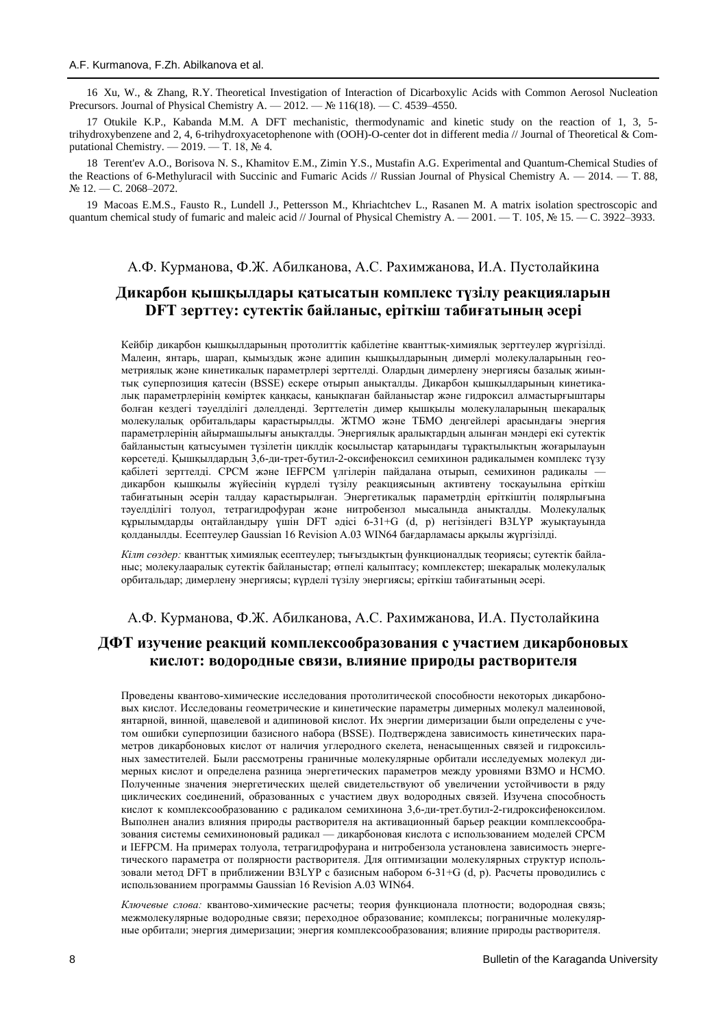16 Xu, W., & Zhang, R.Y. Theoretical Investigation of Interaction of Dicarboxylic Acids with Common Aerosol Nucleation Precursors. Journal of Physical Chemistry A. — 2012. — № 116(18). — С. 4539–4550.

17 Otukile K.P., Kabanda M.M. A DFT mechanistic, thermodynamic and kinetic study on the reaction of 1, 3, 5-trihydroxybenzene and 2, 4, 6-trihydroxyacetophenone with (OOH)-O-center dot in different media // Journal of Theoretical & Computational Chemistry. — 2019. — Т. 18, № 4.

18 Terent'ev A.O., Borisova N. S., Khamitov E.M., Zimin Y.S., Mustafin A.G. Experimental and Quantum-Chemical Studies of the Reactions of 6-Methyluracil with Succinic and Fumaric Acids // Russian Journal of Physical Chemistry A. — 2014. — Т. 88, № 12. — С. 2068–2072.

19 Macoas E.M.S., Fausto R., Lundell J., Pettersson M., Khriachtchev L., Rasanen M. A matrix isolation spectroscopic and quantum chemical study of fumaric and maleic acid // Journal of Physical Chemistry A. — 2001. — Т. 105, № 15. — С. 3922–3933.

А.Ф. Курманова, Ф.Ж. Абилканова, А.С. Рахимжанова, И.А. Пустолайкина

## Дикарбон қышқылдары қатысатын комплекс түзілу реакцияларын DFT зерттеу: сутектік байланыс, еріткіш табиғатының әсері

Кейбір дикарбон қышқылдарының протолиттік қабілетіне кванттық-химиялық зерттеулер жүргізілді. Малеин, янтарь, шарап, қымыздық және адипин қышқылдарының димерлі молекулаларының геометриялық және кинетикалық параметрлері зерттелді. Олардың димерлену энергиясы базалық жиынтық суперпозиция қатесін (BSSE) ескере отырып анықталды. Дикарбон қышқылдарының кинетикалық параметрлерінің көміртек қаңқасы, қанықпаған байланыстар және гидроксил алмастырғыштары болған кездегі тәуелділігі дәлелденді. Зерттелетін димер қышқылы молекулаларының шекаралық молекулалық орбитальдары қарастырылды. ЖТМО және ТБМО деңгейлері арасындағы энергия параметрлерінің айырмашылығы анықталды. Энергиялық аралықтардың алынған мәндері екі сутектік байланыстың қатысуымен түзілетін циклдік қосылыстар қатарындағы тұрақтылықтың жоғарылауын көрсетеді. Қышқылдардың 3,6-ди-трет-бутил-2-оксифеноксил семихинон радикалымен комплекс түзу қабілеті зерттелді. CPCM және IEFPCM үлгілерін пайдалана отырып, семихинон радикалы — дикарбон қышқылы жүйесінің күрделі түзілу реакциясының активтену тосқауылына еріткіш табиғатының әсерін талдау қарастырылған. Энергетикалық параметрдің еріткіштің полярлығына тәуелділігі толуол, тетрагидрофуран және нитробензол мысалында анықталды. Молекулалық құрылымдарды оңтайландыру үшін DFT әдісі 6-31+G (d, p) негізіндегі B3LYP жуықтауында қолданылды. Есептеулер Gaussian 16 Revision A.03 WIN64 бағдарламасы арқылы жүргізілді.

*Кілт сөздер:* кванттық химиялық есептеулер; тығыздықтың функционалдық теориясы; сутектік байланыс; молекулааралық сутектік байланыстар; өтпелі қалыптасу; комплекстер; шекаралық молекулалық орбитальдар; димерлену энергиясы; күрделі түзілу энергиясы; еріткіш табиғатының әсері.

А.Ф. Курманова, Ф.Ж. Абилканова, А.С. Рахимжанова, И.А. Пустолайкина

## ДФТ изучение реакций комплексообразования с участием дикарбоновых кислот: водородные связи, влияние природы растворителя

Проведены квантово-химические исследования протолитической способности некоторых дикарбоновых кислот. Исследованы геометрические и кинетические параметры димерных молекул малеиновой, янтарной, винной, щавелевой и адипиновой кислот. Их энергии димеризации были определены с учетом ошибки суперпозиции базисного набора (BSSE). Подтверждена зависимость кинетических параметров дикарбоновых кислот от наличия углеродного скелета, ненасыщенных связей и гидроксильных заместителей. Были рассмотрены граничные молекулярные орбитали исследуемых молекул димерных кислот и определена разница энергетических параметров между уровнями ВЗМО и НСМО. Полученные значения энергетических щелей свидетельствуют об увеличении устойчивости в ряду циклических соединений, образованных с участием двух водородных связей. Изучена способность кислот к комплексообразованию с радикалом семихинона 3,6-ди-трет.бутил-2-гидроксифеноксилом. Выполнен анализ влияния природы растворителя на активационный барьер реакции комплексообразования системы семихиноновый радикал — дикарбоновая кислота с использованием моделей CPCM и IEFPCM. На примерах толуола, тетрагидрофурана и нитробензола установлена зависимость энергетического параметра от полярности растворителя. Для оптимизации молекулярных структур использовали метод DFT в приближении B3LYP с базисным набором 6-31+G (d, p). Расчеты проводились с использованием программы Gaussian 16 Revision A.03 WIN64.

*Ключевые слова:* квантово-химические расчеты; теория функционала плотности; водородная связь; межмолекулярные водородные связи; переходное образование; комплексы; пограничные молекулярные орбитали; энергия димеризации; энергия комплексообразования; влияние природы растворителя.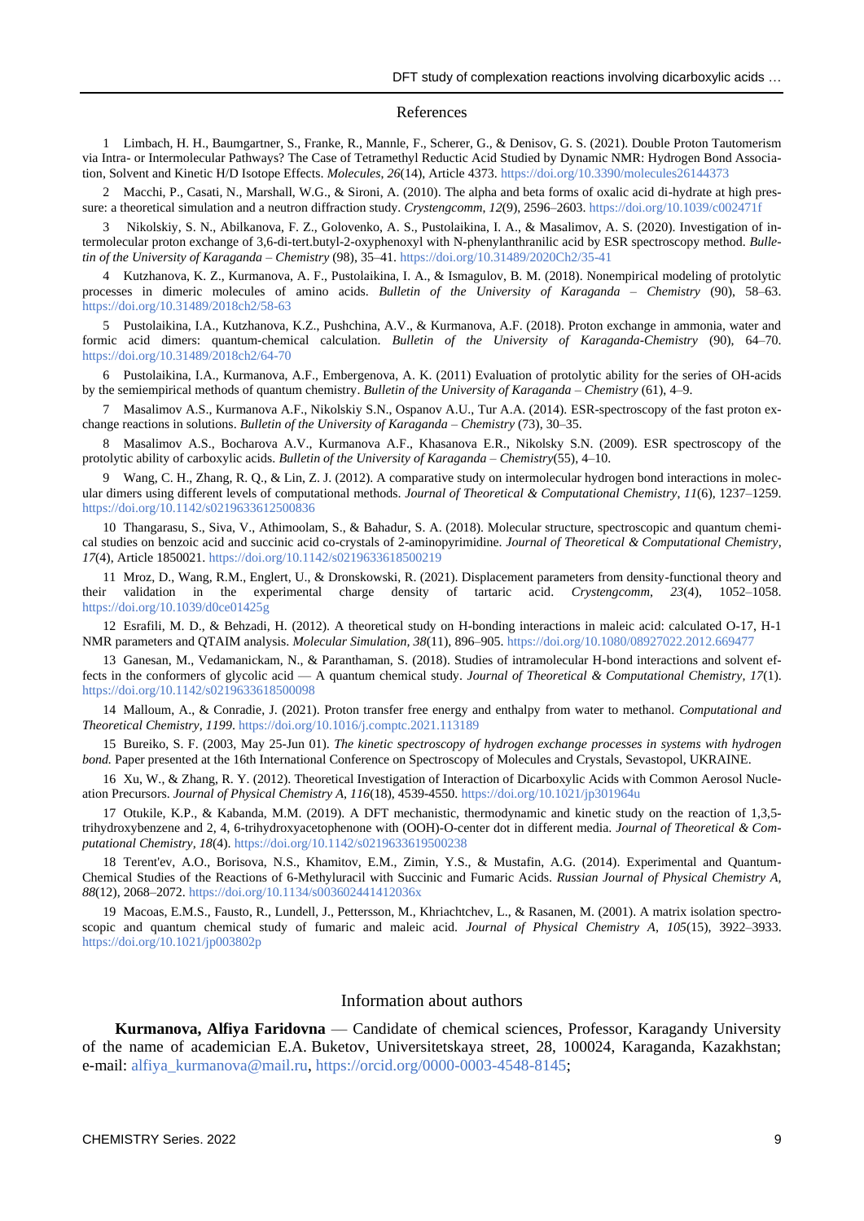## References

1 Limbach, H. H., Baumgartner, S., Franke, R., Mannle, F., Scherer, G., & Denisov, G. S. (2021). Double Proton Tautomerism via Intra- or Intermolecular Pathways? The Case of Tetramethyl Reductic Acid Studied by Dynamic NMR: Hydrogen Bond Association, Solvent and Kinetic H/D Isotope Effects. *Molecules, 26*(14), Article 4373. https://doi.org/10.3390/molecules26144373

2 Macchi, P., Casati, N., Marshall, W.G., & Sironi, A. (2010). The alpha and beta forms of oxalic acid di-hydrate at high pressure: a theoretical simulation and a neutron diffraction study. *Crystengcomm, 12*(9), 2596–2603. https://doi.org/10.1039/c002471f

3 Nikolskiy, S. N., Abilkanova, F. Z., Golovenko, A. S., Pustolaikina, I. A., & Masalimov, A. S. (2020). Investigation of intermolecular proton exchange of 3,6-di-tert.butyl-2-oxyphenoxyl with N-phenylanthranilic acid by ESR spectroscopy method. *Bulletin of the University of Karaganda – Chemistry* (98), 35–41. https://doi.org/10.31489/2020Ch2/35-41

4 Kutzhanova, K. Z., Kurmanova, A. F., Pustolaikina, I. A., & Ismagulov, B. M. (2018). Nonempirical modeling of protolytic processes in dimeric molecules of amino acids. *Bulletin of the University of Karaganda – Chemistry* (90), 58–63. https://doi.org/10.31489/2018ch2/58-63

5 Pustolaikina, I.A., Kutzhanova, K.Z., Pushchina, A.V., & Kurmanova, A.F. (2018). Proton exchange in ammonia, water and formic acid dimers: quantum-chemical calculation. *Bulletin of the University of Karaganda-Chemistry* (90), 64–70. https://doi.org/10.31489/2018ch2/64-70

6 Pustolaikina, I.A., Kurmanova, A.F., Embergenova, A. K. (2011) Evaluation of protolytic ability for the series of OH-acids by the semiempirical methods of quantum chemistry. *Bulletin of the University of Karaganda – Chemistry* (61), 4–9.

7 Masalimov A.S., Kurmanova A.F., Nikolskiy S.N., Ospanov A.U., Tur A.A. (2014). ESR-spectroscopy of the fast proton exchange reactions in solutions. *Bulletin of the University of Karaganda – Chemistry* (73), 30–35.

8 Masalimov A.S., Bocharova A.V., Kurmanova A.F., Khasanova E.R., Nikolsky S.N. (2009). ESR spectroscopy of the protolytic ability of carboxylic acids. *Bulletin of the University of Karaganda – Chemistry*(55), 4–10.

9 Wang, C. H., Zhang, R. Q., & Lin, Z. J. (2012). A comparative study on intermolecular hydrogen bond interactions in molecular dimers using different levels of computational methods. *Journal of Theoretical & Computational Chemistry, 11*(6), 1237–1259. https://doi.org/10.1142/s0219633612500836

10 Thangarasu, S., Siva, V., Athimoolam, S., & Bahadur, S. A. (2018). Molecular structure, spectroscopic and quantum chemical studies on benzoic acid and succinic acid co-crystals of 2-aminopyrimidine. *Journal of Theoretical & Computational Chemistry, 17*(4), Article 1850021. https://doi.org/10.1142/s0219633618500219

11 Mroz, D., Wang, R.M., Englert, U., & Dronskowski, R. (2021). Displacement parameters from density-functional theory and their validation in the experimental charge density of tartaric acid. *Crystengcomm, 23*(4), 1052–1058. https://doi.org/10.1039/d0ce01425g

12 Esrafili, M. D., & Behzadi, H. (2012). A theoretical study on H-bonding interactions in maleic acid: calculated O-17, H-1 NMR parameters and QTAIM analysis. *Molecular Simulation, 38*(11), 896–905. https://doi.org/10.1080/08927022.2012.669477

13 Ganesan, M., Vedamanickam, N., & Paranthaman, S. (2018). Studies of intramolecular H-bond interactions and solvent effects in the conformers of glycolic acid — A quantum chemical study. *Journal of Theoretical & Computational Chemistry, 17*(1). https://doi.org/10.1142/s0219633618500098

14 Malloum, A., & Conradie, J. (2021). Proton transfer free energy and enthalpy from water to methanol. *Computational and Theoretical Chemistry, 1199*. https://doi.org/10.1016/j.comptc.2021.113189

15 Bureiko, S. F. (2003, May 25-Jun 01). *The kinetic spectroscopy of hydrogen exchange processes in systems with hydrogen bond.* Paper presented at the 16th International Conference on Spectroscopy of Molecules and Crystals, Sevastopol, UKRAINE.

16 Xu, W., & Zhang, R. Y. (2012). Theoretical Investigation of Interaction of Dicarboxylic Acids with Common Aerosol Nucleation Precursors. *Journal of Physical Chemistry A, 116*(18), 4539-4550. https://doi.org/10.1021/jp301964u

17 Otukile, K.P., & Kabanda, M.M. (2019). A DFT mechanistic, thermodynamic and kinetic study on the reaction of 1,3,5-trihydroxybenzene and 2, 4, 6-trihydroxyacetophenone with (OOH)-O-center dot in different media. *Journal of Theoretical & Computational Chemistry, 18*(4). https://doi.org/10.1142/s0219633619500238

18 Terent'ev, A.O., Borisova, N.S., Khamitov, E.M., Zimin, Y.S., & Mustafin, A.G. (2014). Experimental and Quantum-Chemical Studies of the Reactions of 6-Methyluracil with Succinic and Fumaric Acids. *Russian Journal of Physical Chemistry A, 88*(12), 2068–2072. https://doi.org/10.1134/s003602441412036x

19 Macoas, E.M.S., Fausto, R., Lundell, J., Pettersson, M., Khriachtchev, L., & Rasanen, M. (2001). A matrix isolation spectroscopic and quantum chemical study of fumaric and maleic acid. *Journal of Physical Chemistry A, 105*(15), 3922–3933. https://doi.org/10.1021/jp003802p

## Information about authors

**Kurmanova, Alfiya Faridovna** — Candidate of chemical sciences, Professor, Karagandy University of the name of academician E.A. Buketov, Universitetskaya street, 28, 100024, Karaganda, Kazakhstan; e-mail: alfiya_kurmanova@mail.ru, https://orcid.org/0000-0003-4548-8145;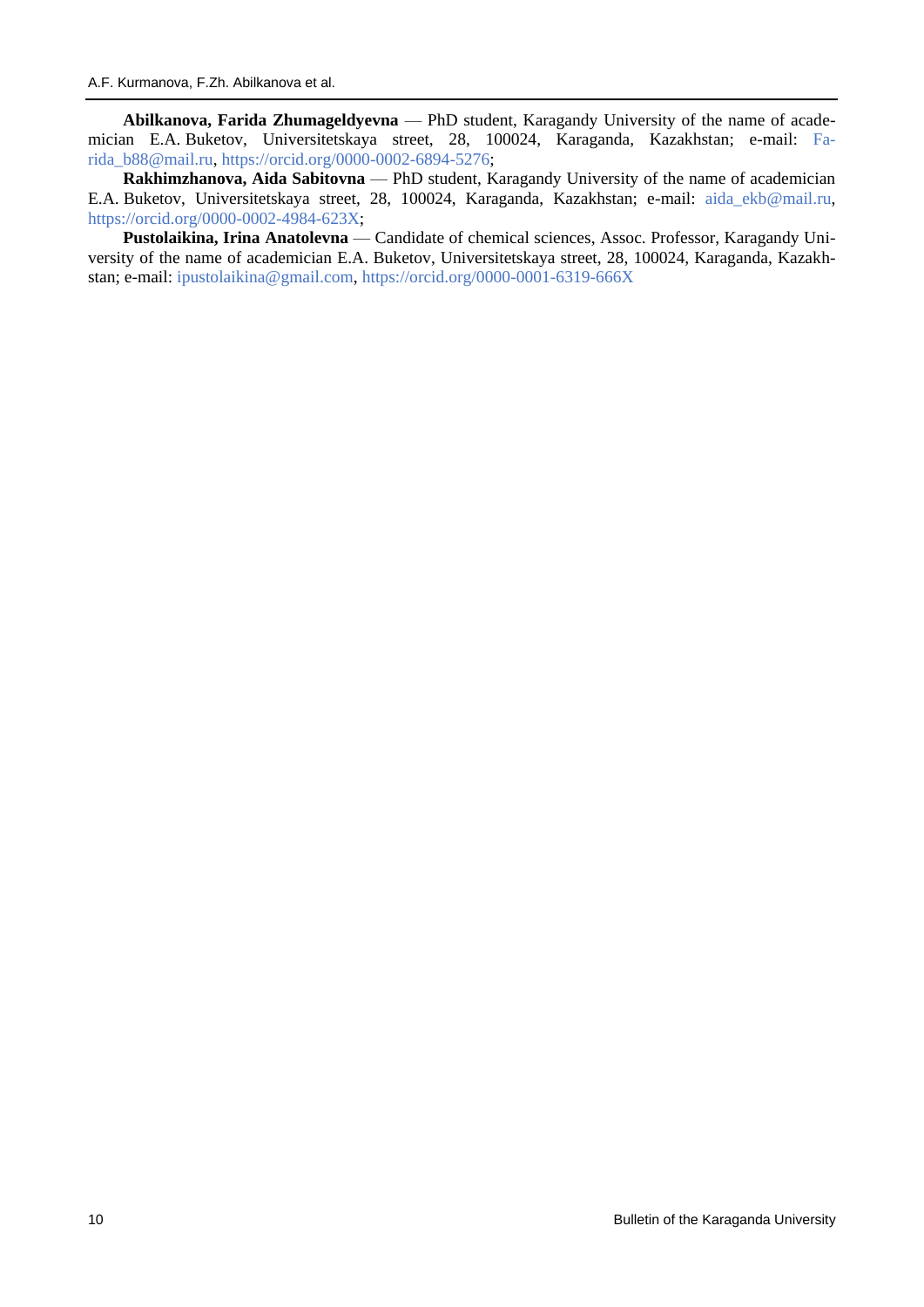**Abilkanova, Farida Zhumageldyevna** — PhD student, Karagandy University of the name of academician E.A. Buketov, Universitetskaya street, 28, 100024, Karaganda, Kazakhstan; e-mail: Farida_b88@mail.ru, https://orcid.org/0000-0002-6894-5276;

**Rakhimzhanova, Aida Sabitovna** — PhD student, Karagandy University of the name of academician E.A. Buketov, Universitetskaya street, 28, 100024, Karaganda, Kazakhstan; e-mail: aida_ekb@mail.ru, https://orcid.org/0000-0002-4984-623X;

**Pustolaikina, Irina Anatolevna** — Candidate of chemical sciences, Assoc. Professor, Karagandy University of the name of academician E.A. Buketov, Universitetskaya street, 28, 100024, Karaganda, Kazakhstan; e-mail: ipustolaikina@gmail.com, https://orcid.org/0000-0001-6319-666X